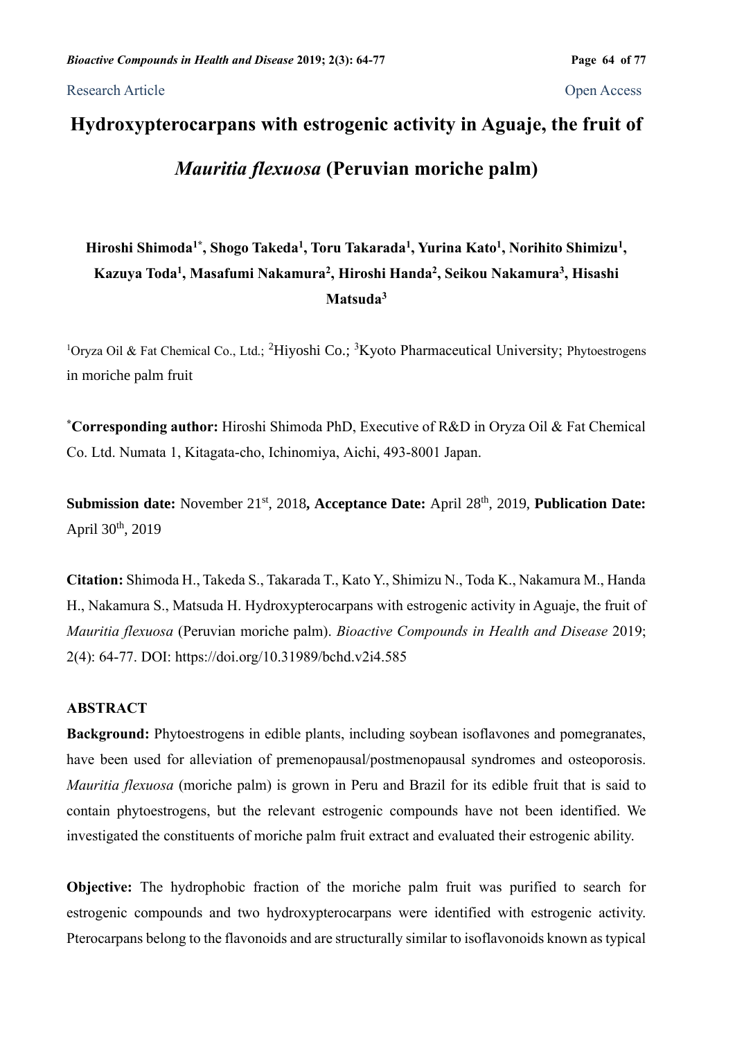Research Article Open Access

# Hydroxypterocarpans with estrogenic activity in Aguaje, the fruit of *Mauritia flexuosa* (Peruvian moriche palm)

**Hiroshi Shimoda[1*], Shogo Takeda[1], Toru Takarada[1], Yurina Kato[1], Norihito Shimizu[1], Kazuya Toda[1], Masafumi Nakamura[2], Hiroshi Handa[2], Seikou Nakamura[3], Hisashi Matsuda[3]**

[1]Oryza Oil & Fat Chemical Co., Ltd.; [2]Hiyoshi Co.; [3]Kyoto Pharmaceutical University; Phytoestrogens in moriche palm fruit

[*]**Corresponding author:** Hiroshi Shimoda PhD, Executive of R&D in Oryza Oil & Fat Chemical Co. Ltd. Numata 1, Kitagata-cho, Ichinomiya, Aichi, 493-8001 Japan.

**Submission date:** November 21st, 2018**, Acceptance Date:** April 28th, 2019, **Publication Date:** April 30th, 2019

**Citation:** Shimoda H., Takeda S., Takarada T., Kato Y., Shimizu N., Toda K., Nakamura M., Handa H., Nakamura S., Matsuda H. Hydroxypterocarpans with estrogenic activity in Aguaje, the fruit of *Mauritia flexuosa* (Peruvian moriche palm). *Bioactive Compounds in Health and Disease* 2019; 2(4): 64-77. DOI: https://doi.org/10.31989/bchd.v2i4.585

## ABSTRACT

**Background:** Phytoestrogens in edible plants, including soybean isoflavones and pomegranates, have been used for alleviation of premenopausal/postmenopausal syndromes and osteoporosis. *Mauritia flexuosa* (moriche palm) is grown in Peru and Brazil for its edible fruit that is said to contain phytoestrogens, but the relevant estrogenic compounds have not been identified. We investigated the constituents of moriche palm fruit extract and evaluated their estrogenic ability.

**Objective:** The hydrophobic fraction of the moriche palm fruit was purified to search for estrogenic compounds and two hydroxypterocarpans were identified with estrogenic activity. Pterocarpans belong to the flavonoids and are structurally similar to isoflavonoids known as typical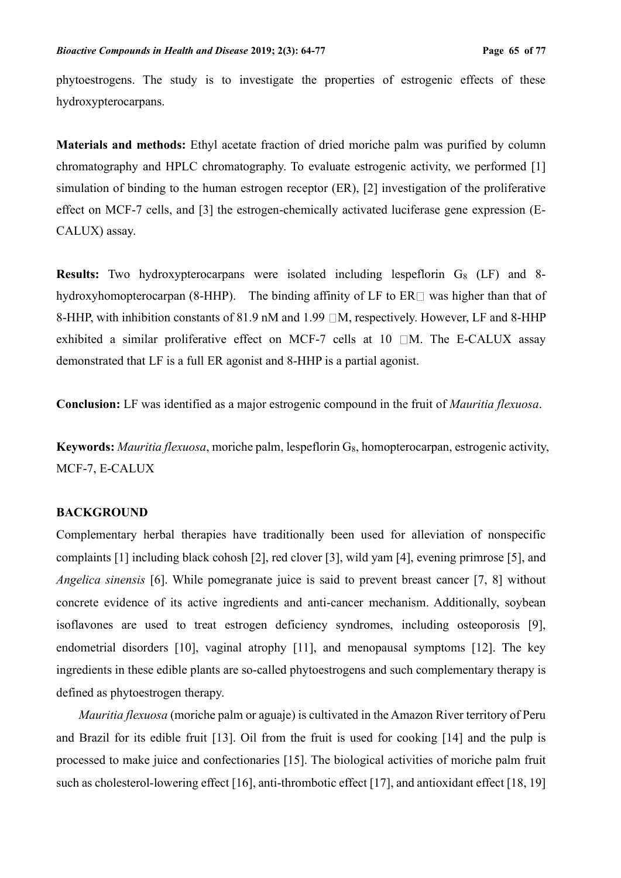phytoestrogens. The study is to investigate the properties of estrogenic effects of these hydroxypterocarpans.

**Materials and methods:** Ethyl acetate fraction of dried moriche palm was purified by column chromatography and HPLC chromatography. To evaluate estrogenic activity, we performed [1] simulation of binding to the human estrogen receptor (ER), [2] investigation of the proliferative effect on MCF-7 cells, and [3] the estrogen-chemically activated luciferase gene expression (E-CALUX) assay.

**Results:** Two hydroxypterocarpans were isolated including lespeflorin $G_8$ (LF) and 8-hydroxyhomopterocarpan (8-HHP). The binding affinity of LF to ERα was higher than that of 8-HHP, with inhibition constants of 81.9 nM and 1.99 μM, respectively. However, LF and 8-HHP exhibited a similar proliferative effect on MCF-7 cells at 10 μM. The E-CALUX assay demonstrated that LF is a full ER agonist and 8-HHP is a partial agonist.

**Conclusion:** LF was identified as a major estrogenic compound in the fruit of *Mauritia flexuosa*.

**Keywords:** *Mauritia flexuosa*, moriche palm, lespeflorin $G_8$, homopterocarpan, estrogenic activity, MCF-7, E-CALUX

## BACKGROUND

Complementary herbal therapies have traditionally been used for alleviation of nonspecific complaints [1] including black cohosh [2], red clover [3], wild yam [4], evening primrose [5], and *Angelica sinensis* [6]. While pomegranate juice is said to prevent breast cancer [7, 8] without concrete evidence of its active ingredients and anti-cancer mechanism. Additionally, soybean isoflavones are used to treat estrogen deficiency syndromes, including osteoporosis [9], endometrial disorders [10], vaginal atrophy [11], and menopausal symptoms [12]. The key ingredients in these edible plants are so-called phytoestrogens and such complementary therapy is defined as phytoestrogen therapy.

*Mauritia flexuosa* (moriche palm or aguaje) is cultivated in the Amazon River territory of Peru and Brazil for its edible fruit [13]. Oil from the fruit is used for cooking [14] and the pulp is processed to make juice and confectionaries [15]. The biological activities of moriche palm fruit such as cholesterol-lowering effect [16], anti-thrombotic effect [17], and antioxidant effect [18, 19]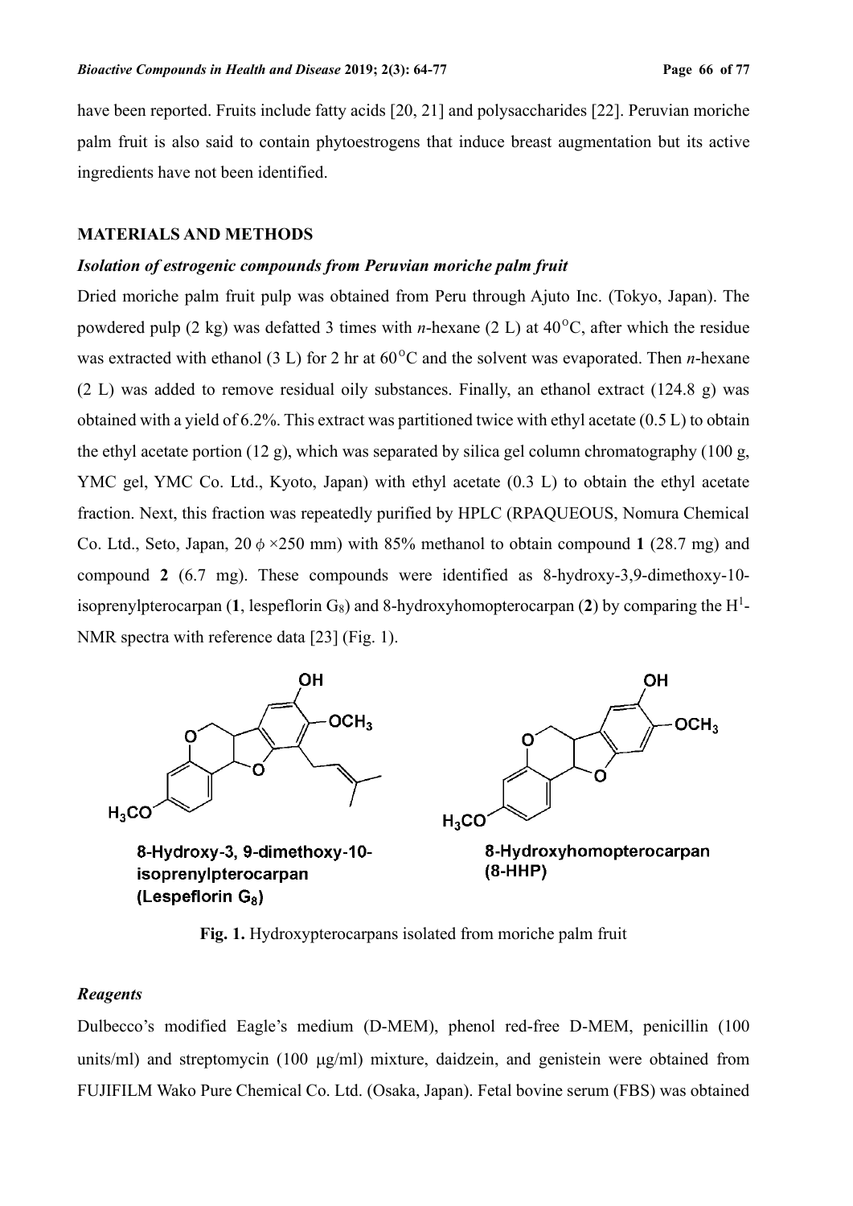have been reported. Fruits include fatty acids [20, 21] and polysaccharides [22]. Peruvian moriche palm fruit is also said to contain phytoestrogens that induce breast augmentation but its active ingredients have not been identified.

## MATERIALS AND METHODS

### *Isolation of estrogenic compounds from Peruvian moriche palm fruit*

Dried moriche palm fruit pulp was obtained from Peru through Ajuto Inc. (Tokyo, Japan). The powdered pulp (2 kg) was defatted 3 times with *n*-hexane (2 L) at 40°C, after which the residue was extracted with ethanol (3 L) for 2 hr at 60°C and the solvent was evaporated. Then *n*-hexane (2 L) was added to remove residual oily substances. Finally, an ethanol extract (124.8 g) was obtained with a yield of 6.2%. This extract was partitioned twice with ethyl acetate (0.5 L) to obtain the ethyl acetate portion (12 g), which was separated by silica gel column chromatography (100 g, YMC gel, YMC Co. Ltd., Kyoto, Japan) with ethyl acetate (0.3 L) to obtain the ethyl acetate fraction. Next, this fraction was repeatedly purified by HPLC (RPAQUEOUS, Nomura Chemical Co. Ltd., Seto, Japan, 20 $\phi$ ×250 mm) with 85% methanol to obtain compound **1** (28.7 mg) and compound **2** (6.7 mg). These compounds were identified as 8-hydroxy-3,9-dimethoxy-10-isoprenylpterocarpan (**1**, lespeflorin $G_8$) and 8-hydroxyhomopterocarpan (**2**) by comparing the $H^1$-NMR spectra with reference data [23] (Fig. 1).

8-Hydroxy-3, 9-dimethoxy-10-isoprenylpterocarpan (Lespeflorin $G_8$)

8-Hydroxyhomopterocarpan (8-HHP)

**Fig. 1.** Hydroxypterocarpans isolated from moriche palm fruit

### *Reagents*

Dulbecco's modified Eagle's medium (D-MEM), phenol red-free D-MEM, penicillin (100 units/ml) and streptomycin (100 μg/ml) mixture, daidzein, and genistein were obtained from FUJIFILM Wako Pure Chemical Co. Ltd. (Osaka, Japan). Fetal bovine serum (FBS) was obtained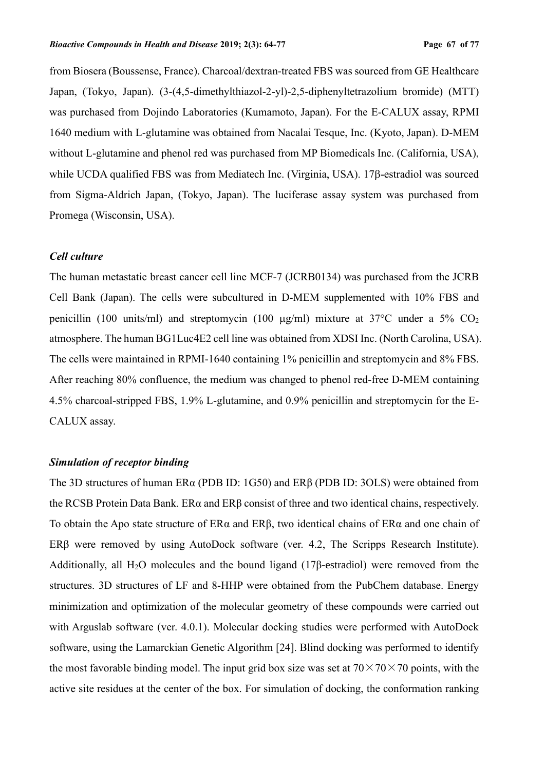from Biosera (Boussense, France). Charcoal/dextran-treated FBS was sourced from GE Healthcare Japan, (Tokyo, Japan). (3-(4,5-dimethylthiazol-2-yl)-2,5-diphenyltetrazolium bromide) (MTT) was purchased from Dojindo Laboratories (Kumamoto, Japan). For the E-CALUX assay, RPMI 1640 medium with L-glutamine was obtained from Nacalai Tesque, Inc. (Kyoto, Japan). D-MEM without L-glutamine and phenol red was purchased from MP Biomedicals Inc. (California, USA), while UCDA qualified FBS was from Mediatech Inc. (Virginia, USA). 17β-estradiol was sourced from Sigma-Aldrich Japan, (Tokyo, Japan). The luciferase assay system was purchased from Promega (Wisconsin, USA).

### *Cell culture*

The human metastatic breast cancer cell line MCF-7 (JCRB0134) was purchased from the JCRB Cell Bank (Japan). The cells were subcultured in D-MEM supplemented with 10% FBS and penicillin (100 units/ml) and streptomycin (100 μg/ml) mixture at 37°C under a 5% $CO_2$ atmosphere. The human BG1Luc4E2 cell line was obtained from XDSI Inc. (North Carolina, USA). The cells were maintained in RPMI-1640 containing 1% penicillin and streptomycin and 8% FBS. After reaching 80% confluence, the medium was changed to phenol red-free D-MEM containing 4.5% charcoal-stripped FBS, 1.9% L-glutamine, and 0.9% penicillin and streptomycin for the E-CALUX assay.

### *Simulation of receptor binding*

The 3D structures of human ERα (PDB ID: 1G50) and ERβ (PDB ID: 3OLS) were obtained from the RCSB Protein Data Bank. ERα and ERβ consist of three and two identical chains, respectively. To obtain the Apo state structure of ERα and ERβ, two identical chains of ERα and one chain of ERβ were removed by using AutoDock software (ver. 4.2, The Scripps Research Institute). Additionally, all $H_2O$ molecules and the bound ligand (17β-estradiol) were removed from the structures. 3D structures of LF and 8-HHP were obtained from the PubChem database. Energy minimization and optimization of the molecular geometry of these compounds were carried out with Arguslab software (ver. 4.0.1). Molecular docking studies were performed with AutoDock software, using the Lamarckian Genetic Algorithm [24]. Blind docking was performed to identify the most favorable binding model. The input grid box size was set at $70 \times 70 \times 70$ points, with the active site residues at the center of the box. For simulation of docking, the conformation ranking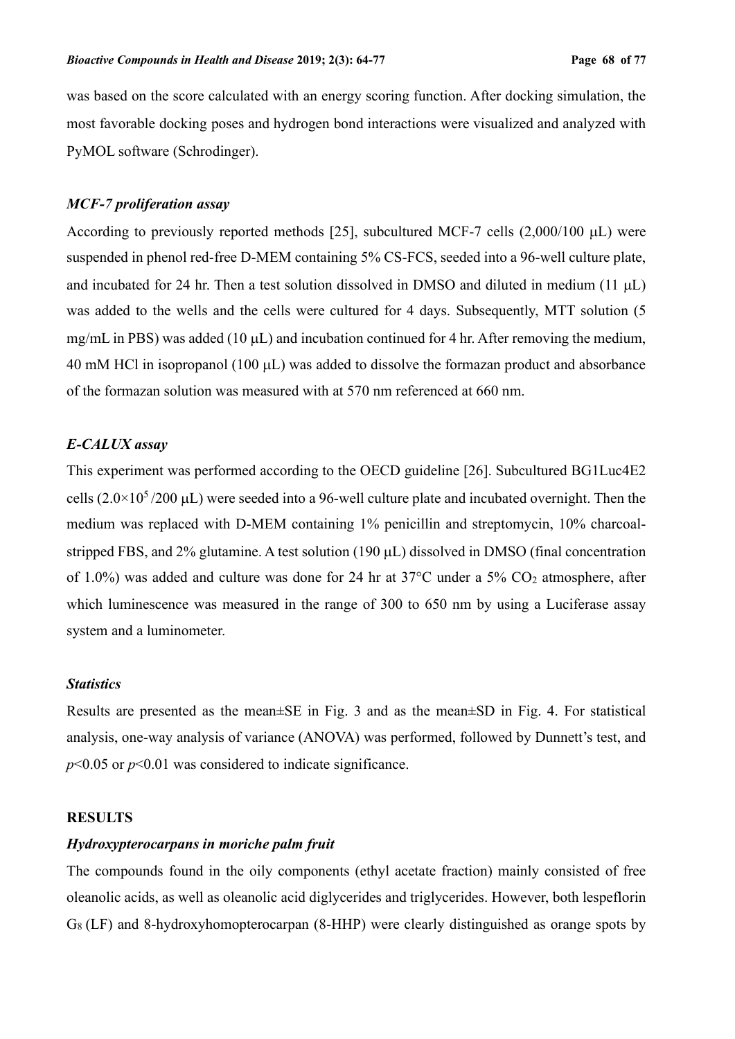was based on the score calculated with an energy scoring function. After docking simulation, the most favorable docking poses and hydrogen bond interactions were visualized and analyzed with PyMOL software (Schrodinger).

### *MCF-7 proliferation assay*

According to previously reported methods [25], subcultured MCF-7 cells (2,000/100 μL) were suspended in phenol red-free D-MEM containing 5% CS-FCS, seeded into a 96-well culture plate, and incubated for 24 hr. Then a test solution dissolved in DMSO and diluted in medium (11 μL) was added to the wells and the cells were cultured for 4 days. Subsequently, MTT solution (5 mg/mL in PBS) was added (10 μL) and incubation continued for 4 hr. After removing the medium, 40 mM HCl in isopropanol (100 μL) was added to dissolve the formazan product and absorbance of the formazan solution was measured with at 570 nm referenced at 660 nm.

### *E-CALUX assay*

This experiment was performed according to the OECD guideline [26]. Subcultured BG1Luc4E2 cells ($2.0{\times}10^5$/200 μL) were seeded into a 96-well culture plate and incubated overnight. Then the medium was replaced with D-MEM containing 1% penicillin and streptomycin, 10% charcoal-stripped FBS, and 2% glutamine. A test solution (190 μL) dissolved in DMSO (final concentration of 1.0%) was added and culture was done for 24 hr at 37°C under a 5% $CO_2$ atmosphere, after which luminescence was measured in the range of 300 to 650 nm by using a Luciferase assay system and a luminometer.

### *Statistics*

Results are presented as the mean±SE in Fig. 3 and as the mean±SD in Fig. 4. For statistical analysis, one-way analysis of variance (ANOVA) was performed, followed by Dunnett's test, and $p<0.05$ or $p<0.01$ was considered to indicate significance.

## RESULTS

### *Hydroxypterocarpans in moriche palm fruit*

The compounds found in the oily components (ethyl acetate fraction) mainly consisted of free oleanolic acids, as well as oleanolic acid diglycerides and triglycerides. However, both lespeflorin $G_8$ (LF) and 8-hydroxyhomopterocarpan (8-HHP) were clearly distinguished as orange spots by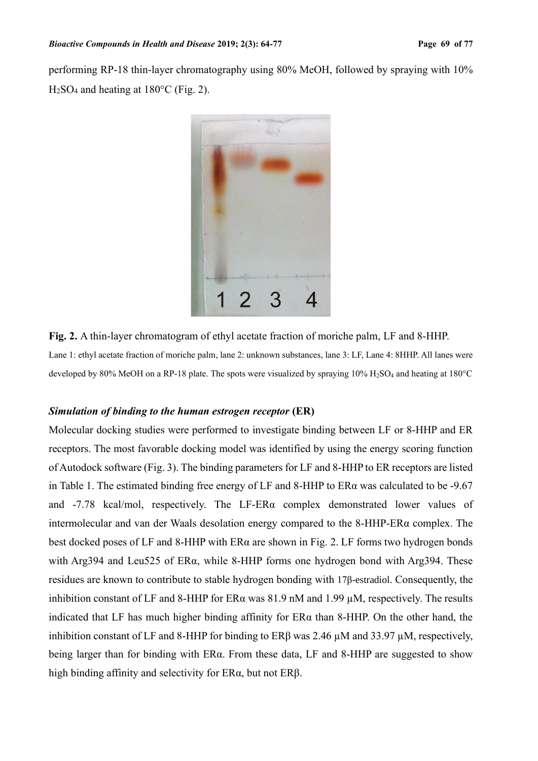performing RP-18 thin-layer chromatography using 80% MeOH, followed by spraying with 10% $H_2SO_4$ and heating at 180°C (Fig. 2).

**Fig. 2.** A thin-layer chromatogram of ethyl acetate fraction of moriche palm, LF and 8-HHP.

Lane 1: ethyl acetate fraction of moriche palm, lane 2: unknown substances, lane 3: LF, Lane 4: 8HHP. All lanes were developed by 80% MeOH on a RP-18 plate. The spots were visualized by spraying 10% $H_2SO_4$ and heating at 180°C

### *Simulation of binding to the human estrogen receptor* **(ER)**

Molecular docking studies were performed to investigate binding between LF or 8-HHP and ER receptors. The most favorable docking model was identified by using the energy scoring function of Autodock software (Fig. 3). The binding parameters for LF and 8-HHP to ER receptors are listed in Table 1. The estimated binding free energy of LF and 8-HHP to ERα was calculated to be -9.67 and -7.78 kcal/mol, respectively. The LF-ERα complex demonstrated lower values of intermolecular and van der Waals desolation energy compared to the 8-HHP-ERα complex. The best docked poses of LF and 8-HHP with ERα are shown in Fig. 2. LF forms two hydrogen bonds with Arg394 and Leu525 of ERα, while 8-HHP forms one hydrogen bond with Arg394. These residues are known to contribute to stable hydrogen bonding with 17β-estradiol. Consequently, the inhibition constant of LF and 8-HHP for ERα was 81.9 nM and 1.99 µM, respectively. The results indicated that LF has much higher binding affinity for ERα than 8-HHP. On the other hand, the inhibition constant of LF and 8-HHP for binding to ERβ was 2.46 µM and 33.97 µM, respectively, being larger than for binding with ERα. From these data, LF and 8-HHP are suggested to show high binding affinity and selectivity for ERα, but not ERβ.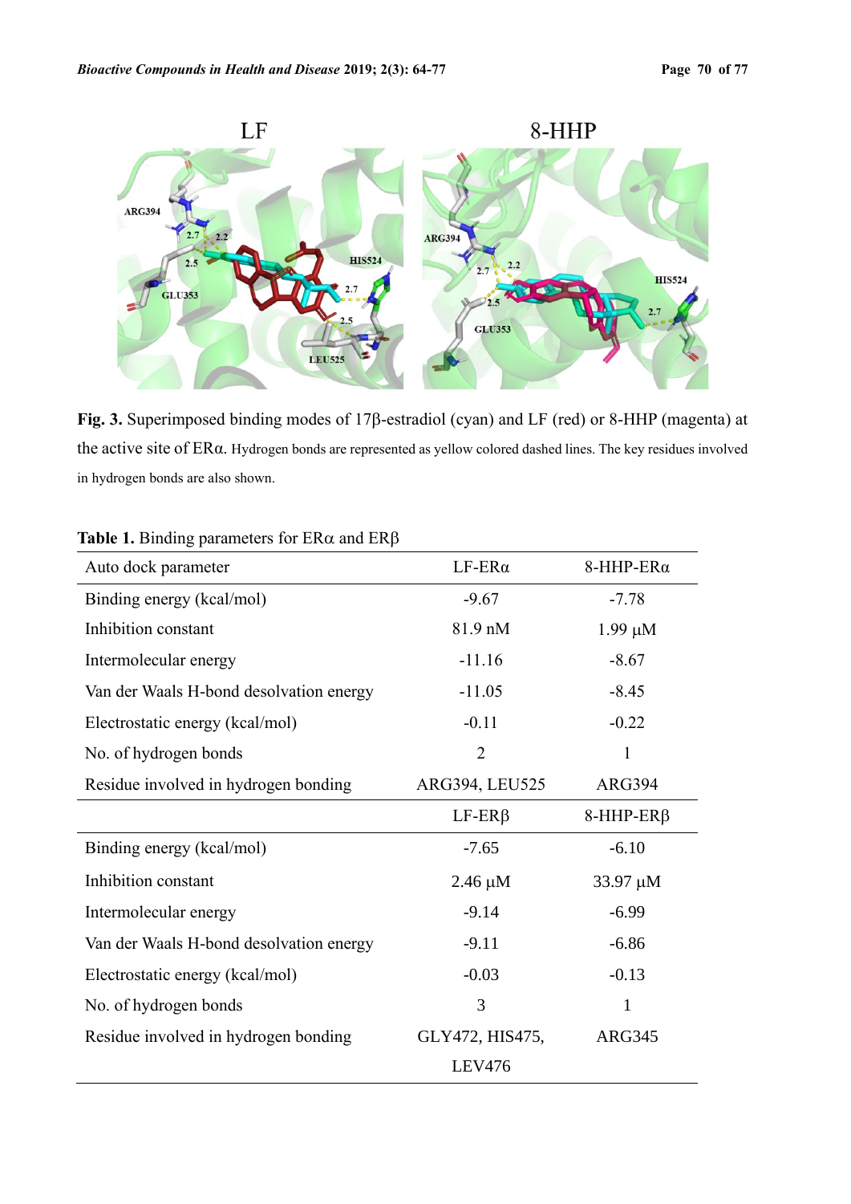**Fig. 3.** Superimposed binding modes of 17β-estradiol (cyan) and LF (red) or 8-HHP (magenta) at the active site of ERα. Hydrogen bonds are represented as yellow colored dashed lines. The key residues involved in hydrogen bonds are also shown.

**Table 1.** Binding parameters for ERα and ERβ

| Auto dock parameter | LF-ERα | 8-HHP-ERα |
|---|---|---|
| Binding energy (kcal/mol) | -9.67 | -7.78 |
| Inhibition constant | 81.9 nM | 1.99 μM |
| Intermolecular energy | -11.16 | -8.67 |
| Van der Waals H-bond desolvation energy | -11.05 | -8.45 |
| Electrostatic energy (kcal/mol) | -0.11 | -0.22 |
| No. of hydrogen bonds | 2 | 1 |
| Residue involved in hydrogen bonding | ARG394, LEU525 | ARG394 |
| | LF-ERβ | 8-HHP-ERβ |
| Binding energy (kcal/mol) | -7.65 | -6.10 |
| Inhibition constant | 2.46 μM | 33.97 μM |
| Intermolecular energy | -9.14 | -6.99 |
| Van der Waals H-bond desolvation energy | -9.11 | -6.86 |
| Electrostatic energy (kcal/mol) | -0.03 | -0.13 |
| No. of hydrogen bonds | 3 | 1 |
| Residue involved in hydrogen bonding | GLY472, HIS475, LEV476 | ARG345 |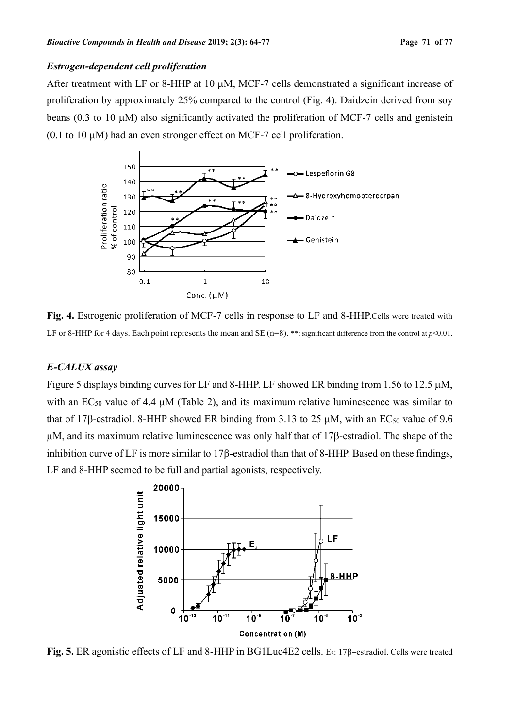### *Estrogen-dependent cell proliferation*

After treatment with LF or 8-HHP at 10 μM, MCF-7 cells demonstrated a significant increase of proliferation by approximately 25% compared to the control (Fig. 4). Daidzein derived from soy beans (0.3 to 10 μM) also significantly activated the proliferation of MCF-7 cells and genistein (0.1 to 10 μM) had an even stronger effect on MCF-7 cell proliferation.

**Fig. 4.** Estrogenic proliferation of MCF-7 cells in response to LF and 8-HHP. Cells were treated with LF or 8-HHP for 4 days. Each point represents the mean and SE (n=8). **: significant difference from the control at $p<0.01$.

### *E-CALUX assay*

Figure 5 displays binding curves for LF and 8-HHP. LF showed ER binding from 1.56 to 12.5 μM, with an $EC_{50}$ value of 4.4 μM (Table 2), and its maximum relative luminescence was similar to that of 17β-estradiol. 8-HHP showed ER binding from 3.13 to 25 μM, with an $EC_{50}$ value of 9.6 μM, and its maximum relative luminescence was only half that of 17β-estradiol. The shape of the inhibition curve of LF is more similar to 17β-estradiol than that of 8-HHP. Based on these findings, LF and 8-HHP seemed to be full and partial agonists, respectively.

**Fig. 5.** ER agonistic effects of LF and 8-HHP in BG1Luc4E2 cells. $E_2$: 17β–estradiol. Cells were treated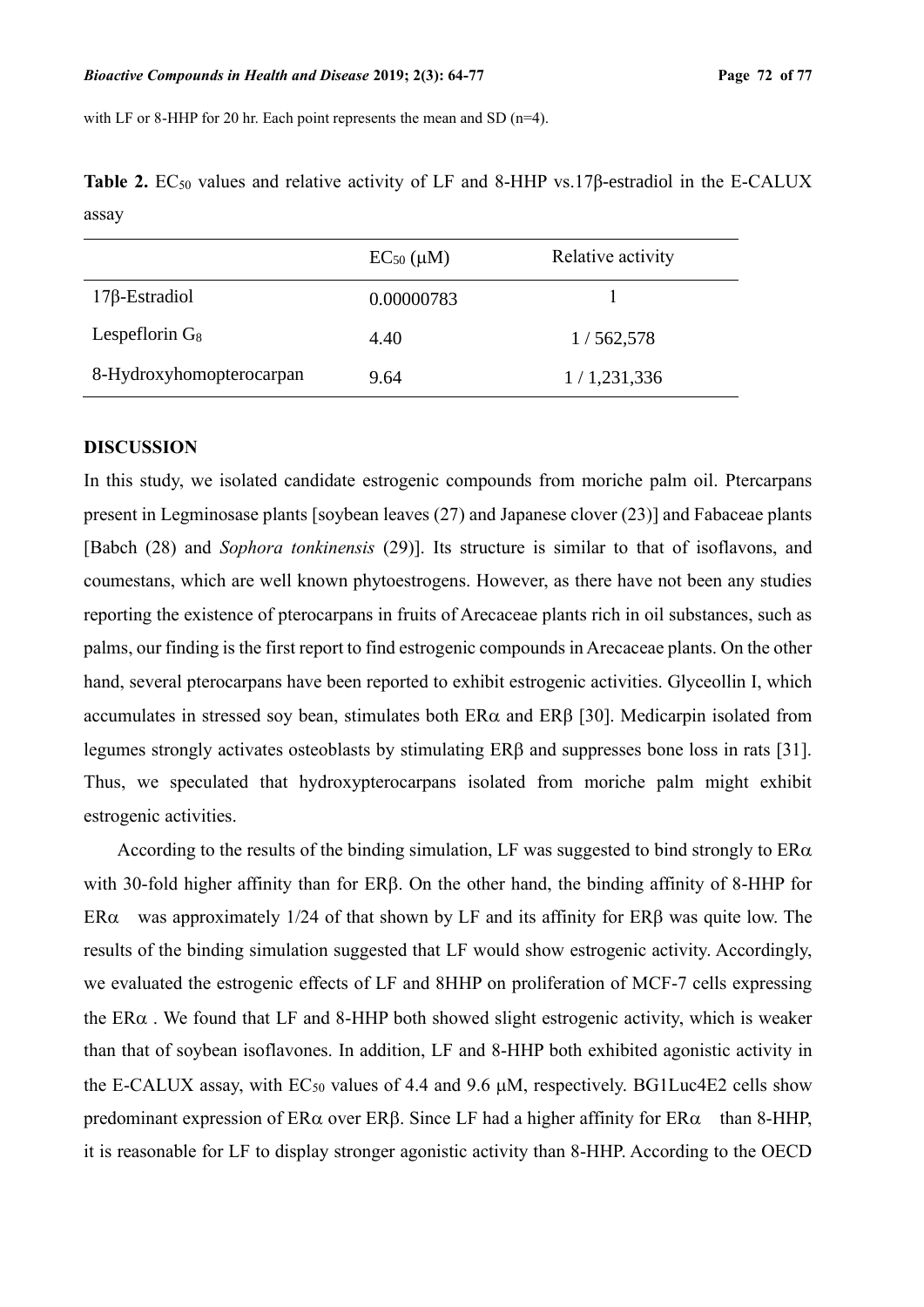with LF or 8-HHP for 20 hr. Each point represents the mean and SD (n=4).

**Table 2.** $EC_{50}$ values and relative activity of LF and 8-HHP vs.17β-estradiol in the E-CALUX assay

| | $EC_{50}$ (μM) | Relative activity |
|---|---|---|
| 17β-Estradiol | 0.00000783 | 1 |
| Lespeflorin $G_8$ | 4.40 | 1 / 562,578 |
| 8-Hydroxyhomopterocarpan | 9.64 | 1 / 1,231,336 |

## DISCUSSION

In this study, we isolated candidate estrogenic compounds from moriche palm oil. Ptercarpans present in Legminosase plants [soybean leaves (27) and Japanese clover (23)] and Fabaceae plants [Babch (28) and *Sophora tonkinensis* (29)]. Its structure is similar to that of isoflavons, and coumestans, which are well known phytoestrogens. However, as there have not been any studies reporting the existence of pterocarpans in fruits of Arecaceae plants rich in oil substances, such as palms, our finding is the first report to find estrogenic compounds in Arecaceae plants. On the other hand, several pterocarpans have been reported to exhibit estrogenic activities. Glyceollin I, which accumulates in stressed soy bean, stimulates both ERα and ERβ [30]. Medicarpin isolated from legumes strongly activates osteoblasts by stimulating ERβ and suppresses bone loss in rats [31]. Thus, we speculated that hydroxypterocarpans isolated from moriche palm might exhibit estrogenic activities.

According to the results of the binding simulation, LF was suggested to bind strongly to ERα with 30-fold higher affinity than for ERβ. On the other hand, the binding affinity of 8-HHP for ERα was approximately 1/24 of that shown by LF and its affinity for ERβ was quite low. The results of the binding simulation suggested that LF would show estrogenic activity. Accordingly, we evaluated the estrogenic effects of LF and 8HHP on proliferation of MCF-7 cells expressing the ERα . We found that LF and 8-HHP both showed slight estrogenic activity, which is weaker than that of soybean isoflavones. In addition, LF and 8-HHP both exhibited agonistic activity in the E-CALUX assay, with $EC_{50}$ values of 4.4 and 9.6 μM, respectively. BG1Luc4E2 cells show predominant expression of ERα over ERβ. Since LF had a higher affinity for ERα than 8-HHP, it is reasonable for LF to display stronger agonistic activity than 8-HHP. According to the OECD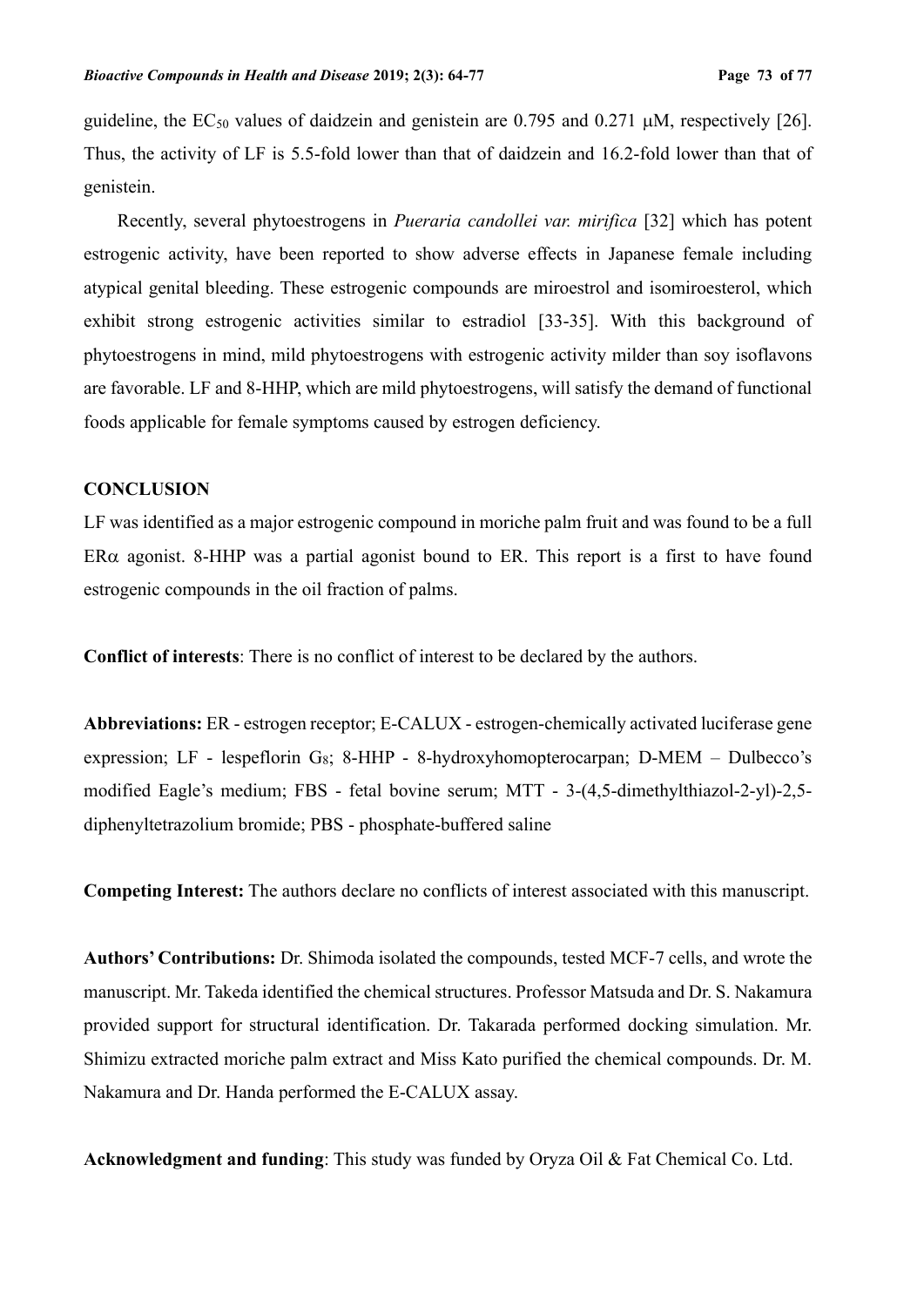guideline, the $EC_{50}$ values of daidzein and genistein are 0.795 and 0.271 μM, respectively [26]. Thus, the activity of LF is 5.5-fold lower than that of daidzein and 16.2-fold lower than that of genistein.

Recently, several phytoestrogens in *Pueraria candollei var. mirifica* [32] which has potent estrogenic activity, have been reported to show adverse effects in Japanese female including atypical genital bleeding. These estrogenic compounds are miroestrol and isomiroesterol, which exhibit strong estrogenic activities similar to estradiol [33-35]. With this background of phytoestrogens in mind, mild phytoestrogens with estrogenic activity milder than soy isoflavons are favorable. LF and 8-HHP, which are mild phytoestrogens, will satisfy the demand of functional foods applicable for female symptoms caused by estrogen deficiency.

## CONCLUSION

LF was identified as a major estrogenic compound in moriche palm fruit and was found to be a full ERα agonist. 8-HHP was a partial agonist bound to ER. This report is a first to have found estrogenic compounds in the oil fraction of palms.

**Conflict of interests**: There is no conflict of interest to be declared by the authors.

**Abbreviations:** ER - estrogen receptor; E-CALUX - estrogen-chemically activated luciferase gene expression; LF - lespeflorin $G_8$; 8-HHP - 8-hydroxyhomopterocarpan; D-MEM – Dulbecco's modified Eagle's medium; FBS - fetal bovine serum; MTT - 3-(4,5-dimethylthiazol-2-yl)-2,5-diphenyltetrazolium bromide; PBS - phosphate-buffered saline

**Competing Interest:** The authors declare no conflicts of interest associated with this manuscript.

**Authors' Contributions:** Dr. Shimoda isolated the compounds, tested MCF-7 cells, and wrote the manuscript. Mr. Takeda identified the chemical structures. Professor Matsuda and Dr. S. Nakamura provided support for structural identification. Dr. Takarada performed docking simulation. Mr. Shimizu extracted moriche palm extract and Miss Kato purified the chemical compounds. Dr. M. Nakamura and Dr. Handa performed the E-CALUX assay.

**Acknowledgment and funding**: This study was funded by Oryza Oil & Fat Chemical Co. Ltd.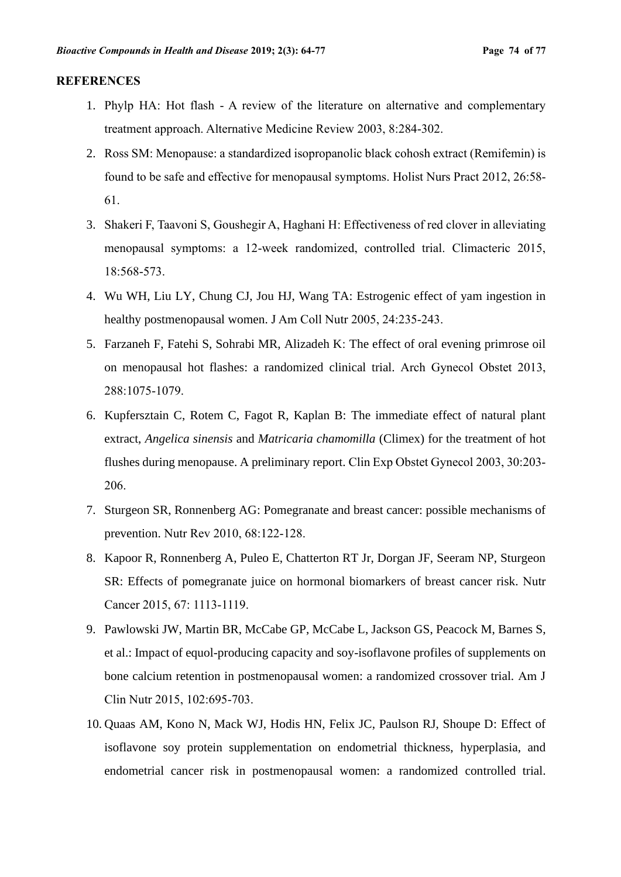**REFERENCES**

1. Phylp HA: Hot flash - A review of the literature on alternative and complementary treatment approach. Alternative Medicine Review 2003, 8:284-302.
2. Ross SM: Menopause: a standardized isopropanolic black cohosh extract (Remifemin) is found to be safe and effective for menopausal symptoms. Holist Nurs Pract 2012, 26:58-61.
3. Shakeri F, Taavoni S, Goushegir A, Haghani H: Effectiveness of red clover in alleviating menopausal symptoms: a 12-week randomized, controlled trial. Climacteric 2015, 18:568-573.
4. Wu WH, Liu LY, Chung CJ, Jou HJ, Wang TA: Estrogenic effect of yam ingestion in healthy postmenopausal women. J Am Coll Nutr 2005, 24:235-243.
5. Farzaneh F, Fatehi S, Sohrabi MR, Alizadeh K: The effect of oral evening primrose oil on menopausal hot flashes: a randomized clinical trial. Arch Gynecol Obstet 2013, 288:1075-1079.
6. Kupfersztain C, Rotem C, Fagot R, Kaplan B: The immediate effect of natural plant extract, *Angelica sinensis* and *Matricaria chamomilla* (Climex) for the treatment of hot flushes during menopause. A preliminary report. Clin Exp Obstet Gynecol 2003, 30:203-206.
7. Sturgeon SR, Ronnenberg AG: Pomegranate and breast cancer: possible mechanisms of prevention. Nutr Rev 2010, 68:122-128.
8. Kapoor R, Ronnenberg A, Puleo E, Chatterton RT Jr, Dorgan JF, Seeram NP, Sturgeon SR: Effects of pomegranate juice on hormonal biomarkers of breast cancer risk. Nutr Cancer 2015, 67: 1113-1119.
9. Pawlowski JW, Martin BR, McCabe GP, McCabe L, Jackson GS, Peacock M, Barnes S, et al.: Impact of equol-producing capacity and soy-isoflavone profiles of supplements on bone calcium retention in postmenopausal women: a randomized crossover trial. Am J Clin Nutr 2015, 102:695-703.
10. Quaas AM, Kono N, Mack WJ, Hodis HN, Felix JC, Paulson RJ, Shoupe D: Effect of isoflavone soy protein supplementation on endometrial thickness, hyperplasia, and endometrial cancer risk in postmenopausal women: a randomized controlled trial.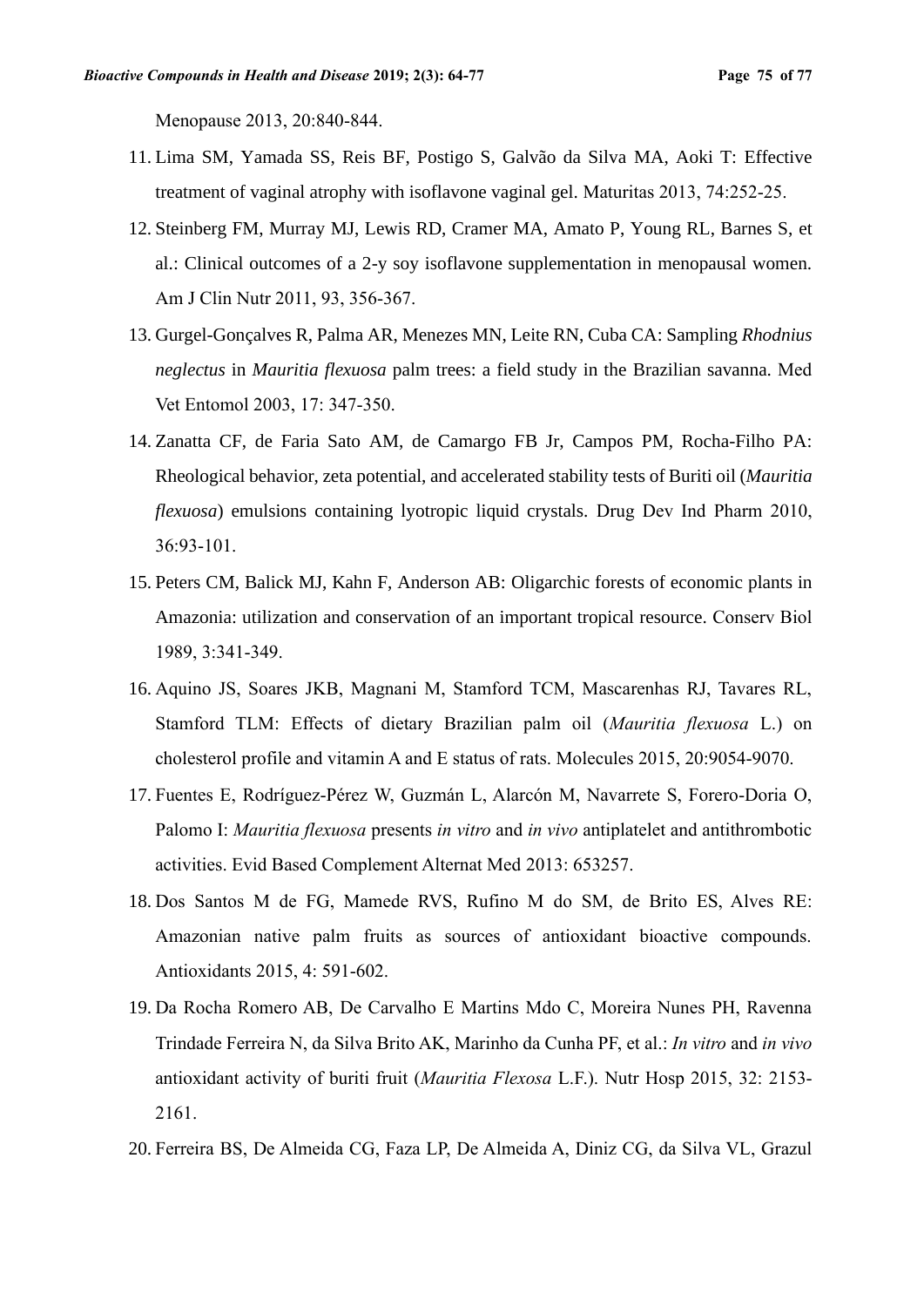Menopause 2013, 20:840-844.

11. Lima SM, Yamada SS, Reis BF, Postigo S, Galvão da Silva MA, Aoki T: Effective treatment of vaginal atrophy with isoflavone vaginal gel. Maturitas 2013, 74:252-25.
12. Steinberg FM, Murray MJ, Lewis RD, Cramer MA, Amato P, Young RL, Barnes S, et al.: Clinical outcomes of a 2-y soy isoflavone supplementation in menopausal women. Am J Clin Nutr 2011, 93, 356-367.
13. Gurgel-Gonçalves R, Palma AR, Menezes MN, Leite RN, Cuba CA: Sampling *Rhodnius neglectus* in *Mauritia flexuosa* palm trees: a field study in the Brazilian savanna. Med Vet Entomol 2003, 17: 347-350.
14. Zanatta CF, de Faria Sato AM, de Camargo FB Jr, Campos PM, Rocha-Filho PA: Rheological behavior, zeta potential, and accelerated stability tests of Buriti oil (*Mauritia flexuosa*) emulsions containing lyotropic liquid crystals. Drug Dev Ind Pharm 2010, 36:93-101.
15. Peters CM, Balick MJ, Kahn F, Anderson AB: Oligarchic forests of economic plants in Amazonia: utilization and conservation of an important tropical resource. Conserv Biol 1989, 3:341-349.
16. Aquino JS, Soares JKB, Magnani M, Stamford TCM, Mascarenhas RJ, Tavares RL, Stamford TLM: Effects of dietary Brazilian palm oil (*Mauritia flexuosa* L.) on cholesterol profile and vitamin A and E status of rats. Molecules 2015, 20:9054-9070.
17. Fuentes E, Rodríguez-Pérez W, Guzmán L, Alarcón M, Navarrete S, Forero-Doria O, Palomo I: *Mauritia flexuosa* presents *in vitro* and *in vivo* antiplatelet and antithrombotic activities. Evid Based Complement Alternat Med 2013: 653257.
18. Dos Santos M de FG, Mamede RVS, Rufino M do SM, de Brito ES, Alves RE: Amazonian native palm fruits as sources of antioxidant bioactive compounds. Antioxidants 2015, 4: 591-602.
19. Da Rocha Romero AB, De Carvalho E Martins Mdo C, Moreira Nunes PH, Ravenna Trindade Ferreira N, da Silva Brito AK, Marinho da Cunha PF, et al.: *In vitro* and *in vivo* antioxidant activity of buriti fruit (*Mauritia Flexosa* L.F.). Nutr Hosp 2015, 32: 2153-2161.
20. Ferreira BS, De Almeida CG, Faza LP, De Almeida A, Diniz CG, da Silva VL, Grazul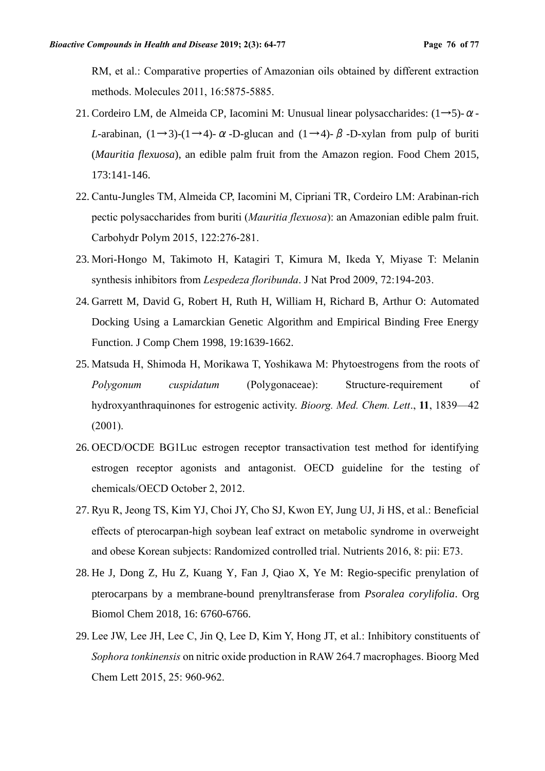RM, et al.: Comparative properties of Amazonian oils obtained by different extraction methods. Molecules 2011, 16:5875-5885.

21. Cordeiro LM, de Almeida CP, Iacomini M: Unusual linear polysaccharides: (1→5)-α-*L*-arabinan, (1→3)-(1→4)-α-D-glucan and (1→4)-β-D-xylan from pulp of buriti (*Mauritia flexuosa*), an edible palm fruit from the Amazon region. Food Chem 2015, 173:141-146.
22. Cantu-Jungles TM, Almeida CP, Iacomini M, Cipriani TR, Cordeiro LM: Arabinan-rich pectic polysaccharides from buriti (*Mauritia flexuosa*): an Amazonian edible palm fruit. Carbohydr Polym 2015, 122:276-281.
23. Mori-Hongo M, Takimoto H, Katagiri T, Kimura M, Ikeda Y, Miyase T: Melanin synthesis inhibitors from *Lespedeza floribunda*. J Nat Prod 2009, 72:194-203.
24. Garrett M, David G, Robert H, Ruth H, William H, Richard B, Arthur O: Automated Docking Using a Lamarckian Genetic Algorithm and Empirical Binding Free Energy Function. J Comp Chem 1998, 19:1639-1662.
25. Matsuda H, Shimoda H, Morikawa T, Yoshikawa M: Phytoestrogens from the roots of *Polygonum cuspidatum* (Polygonaceae): Structure-requirement of hydroxyanthraquinones for estrogenic activity. *Bioorg. Med. Chem. Lett*., **11**, 1839—42 (2001).
26. OECD/OCDE BG1Luc estrogen receptor transactivation test method for identifying estrogen receptor agonists and antagonist. OECD guideline for the testing of chemicals/OECD October 2, 2012.
27. Ryu R, Jeong TS, Kim YJ, Choi JY, Cho SJ, Kwon EY, Jung UJ, Ji HS, et al.: Beneficial effects of pterocarpan-high soybean leaf extract on metabolic syndrome in overweight and obese Korean subjects: Randomized controlled trial. Nutrients 2016, 8: pii: E73.
28. He J, Dong Z, Hu Z, Kuang Y, Fan J, Qiao X, Ye M: Regio-specific prenylation of pterocarpans by a membrane-bound prenyltransferase from *Psoralea corylifolia*. Org Biomol Chem 2018, 16: 6760-6766.
29. Lee JW, Lee JH, Lee C, Jin Q, Lee D, Kim Y, Hong JT, et al.: Inhibitory constituents of *Sophora tonkinensis* on nitric oxide production in RAW 264.7 macrophages. Bioorg Med Chem Lett 2015, 25: 960-962.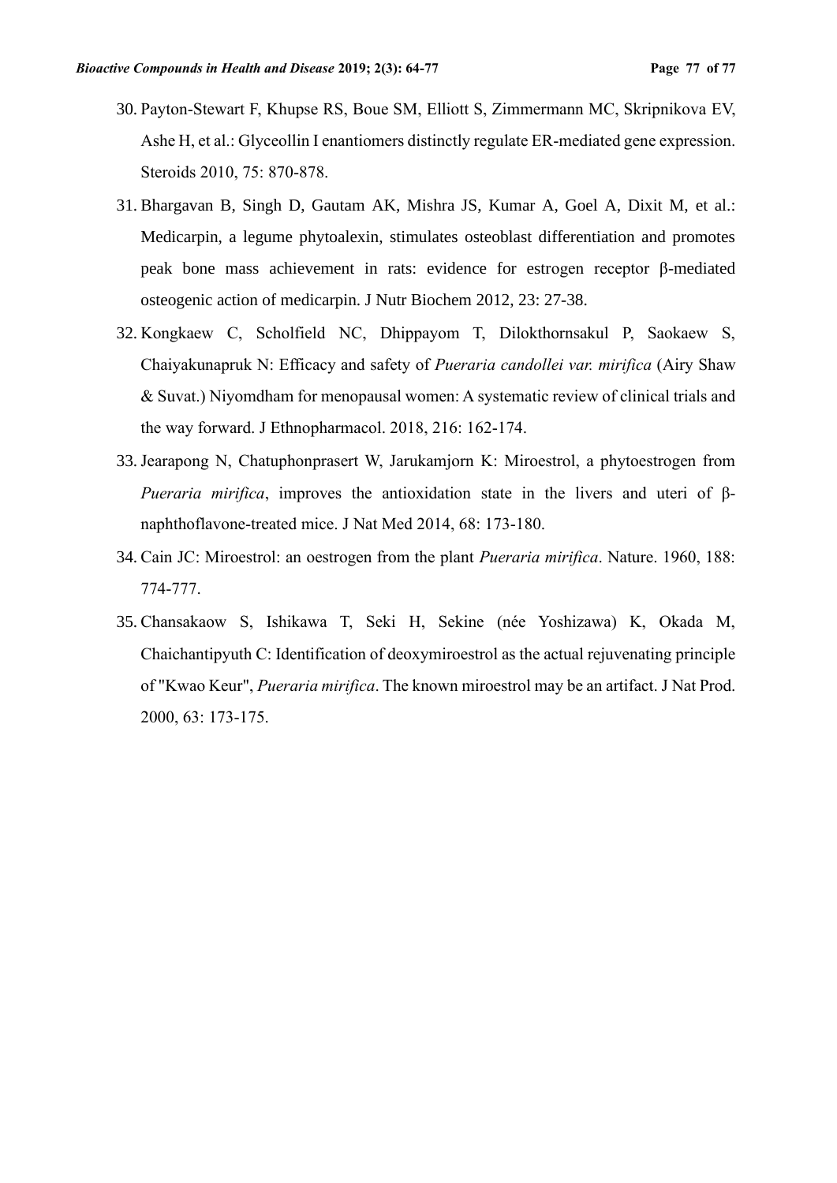30. Payton-Stewart F, Khupse RS, Boue SM, Elliott S, Zimmermann MC, Skripnikova EV, Ashe H, et al.: Glyceollin I enantiomers distinctly regulate ER-mediated gene expression. Steroids 2010, 75: 870-878.
31. Bhargavan B, Singh D, Gautam AK, Mishra JS, Kumar A, Goel A, Dixit M, et al.: Medicarpin, a legume phytoalexin, stimulates osteoblast differentiation and promotes peak bone mass achievement in rats: evidence for estrogen receptor β-mediated osteogenic action of medicarpin. J Nutr Biochem 2012, 23: 27-38.
32. Kongkaew C, Scholfield NC, Dhippayom T, Dilokthornsakul P, Saokaew S, Chaiyakunapruk N: Efficacy and safety of *Pueraria candollei var. mirifica* (Airy Shaw & Suvat.) Niyomdham for menopausal women: A systematic review of clinical trials and the way forward. J Ethnopharmacol. 2018, 216: 162-174.
33. Jearapong N, Chatuphonprasert W, Jarukamjorn K: Miroestrol, a phytoestrogen from *Pueraria mirifica*, improves the antioxidation state in the livers and uteri of β-naphthoflavone-treated mice. J Nat Med 2014, 68: 173-180.
34. Cain JC: Miroestrol: an oestrogen from the plant *Pueraria mirifica*. Nature. 1960, 188: 774-777.
35. Chansakaow S, Ishikawa T, Seki H, Sekine (née Yoshizawa) K, Okada M, Chaichantipyuth C: Identification of deoxymiroestrol as the actual rejuvenating principle of "Kwao Keur", *Pueraria mirifica*. The known miroestrol may be an artifact. J Nat Prod. 2000, 63: 173-175.